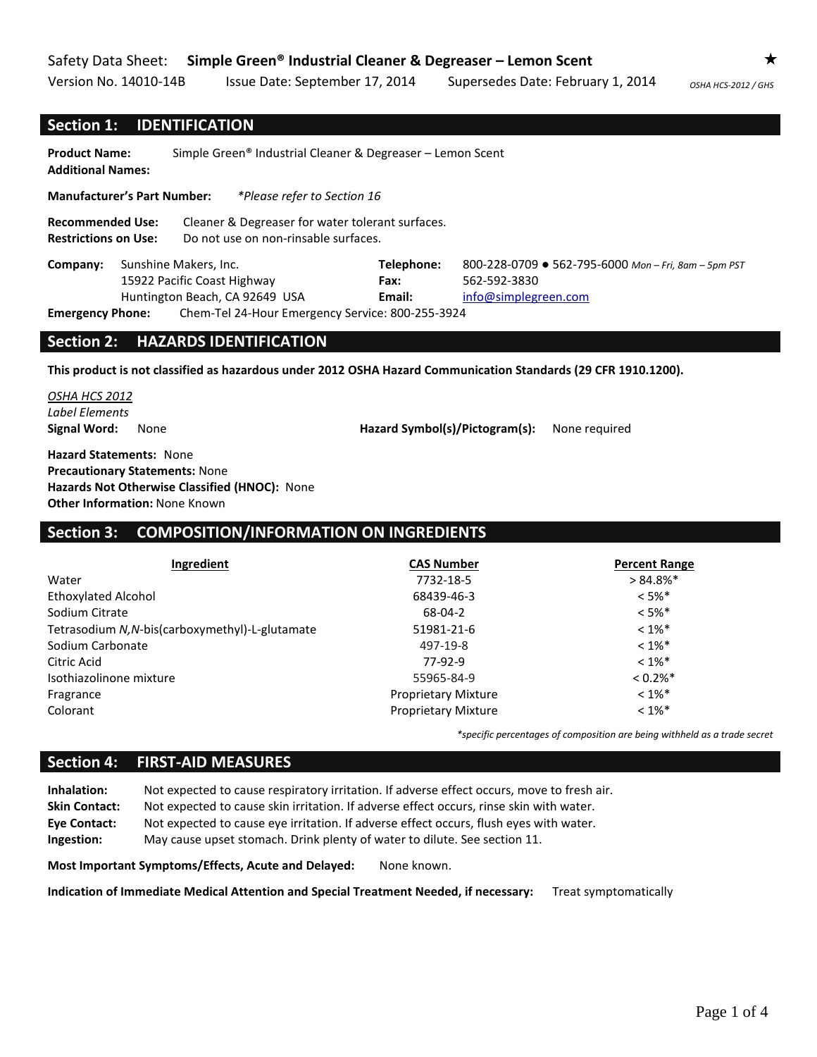Safety Data Sheet: **Simple Green® Industrial Cleaner & Degreaser – Lemon Scent** ★

Version No. 14010-14B Issue Date: September 17, 2014 Supersedes Date: February 1, 2014 *OSHA HCS-2012 / GHS*

## Section 1: IDENTIFICATION

**Product Name:** Simple Green® Industrial Cleaner & Degreaser – Lemon Scent
**Additional Names:**

**Manufacturer's Part Number:** *\*Please refer to Section 16*

**Recommended Use:** Cleaner & Degreaser for water tolerant surfaces.
**Restrictions on Use:** Do not use on non-rinsable surfaces.

**Company:** Sunshine Makers, Inc.
15922 Pacific Coast Highway
Huntington Beach, CA 92649 USA

**Telephone:** 800-228-0709 ● 562-795-6000 *Mon – Fri, 8am – 5pm PST*
**Fax:** 562-592-3830
**Email:** info@simplegreen.com

**Emergency Phone:** Chem-Tel 24-Hour Emergency Service: 800-255-3924

## Section 2: HAZARDS IDENTIFICATION

**This product is not classified as hazardous under 2012 OSHA Hazard Communication Standards (29 CFR 1910.1200).**

*OSHA HCS 2012*
*Label Elements*
**Signal Word:** None **Hazard Symbol(s)/Pictogram(s):** None required

**Hazard Statements:** None
**Precautionary Statements:** None
**Hazards Not Otherwise Classified (HNOC):** None
**Other Information:** None Known

## Section 3: COMPOSITION/INFORMATION ON INGREDIENTS

| Ingredient | CAS Number | Percent Range |
|---|---|---|
| Water | 7732-18-5 | > 84.8%* |
| Ethoxylated Alcohol | 68439-46-3 | < 5%* |
| Sodium Citrate | 68-04-2 | < 5%* |
| Tetrasodium *N,N*-bis(carboxymethyl)-L-glutamate | 51981-21-6 | < 1%* |
| Sodium Carbonate | 497-19-8 | < 1%* |
| Citric Acid | 77-92-9 | < 1%* |
| Isothiazolinone mixture | 55965-84-9 | < 0.2%* |
| Fragrance | Proprietary Mixture | < 1%* |
| Colorant | Proprietary Mixture | < 1%* |

*\*specific percentages of composition are being withheld as a trade secret*

## Section 4: FIRST-AID MEASURES

**Inhalation:** Not expected to cause respiratory irritation. If adverse effect occurs, move to fresh air.
**Skin Contact:** Not expected to cause skin irritation. If adverse effect occurs, rinse skin with water.
**Eye Contact:** Not expected to cause eye irritation. If adverse effect occurs, flush eyes with water.
**Ingestion:** May cause upset stomach. Drink plenty of water to dilute. See section 11.

**Most Important Symptoms/Effects, Acute and Delayed:** None known.

**Indication of Immediate Medical Attention and Special Treatment Needed, if necessary:** Treat symptomatically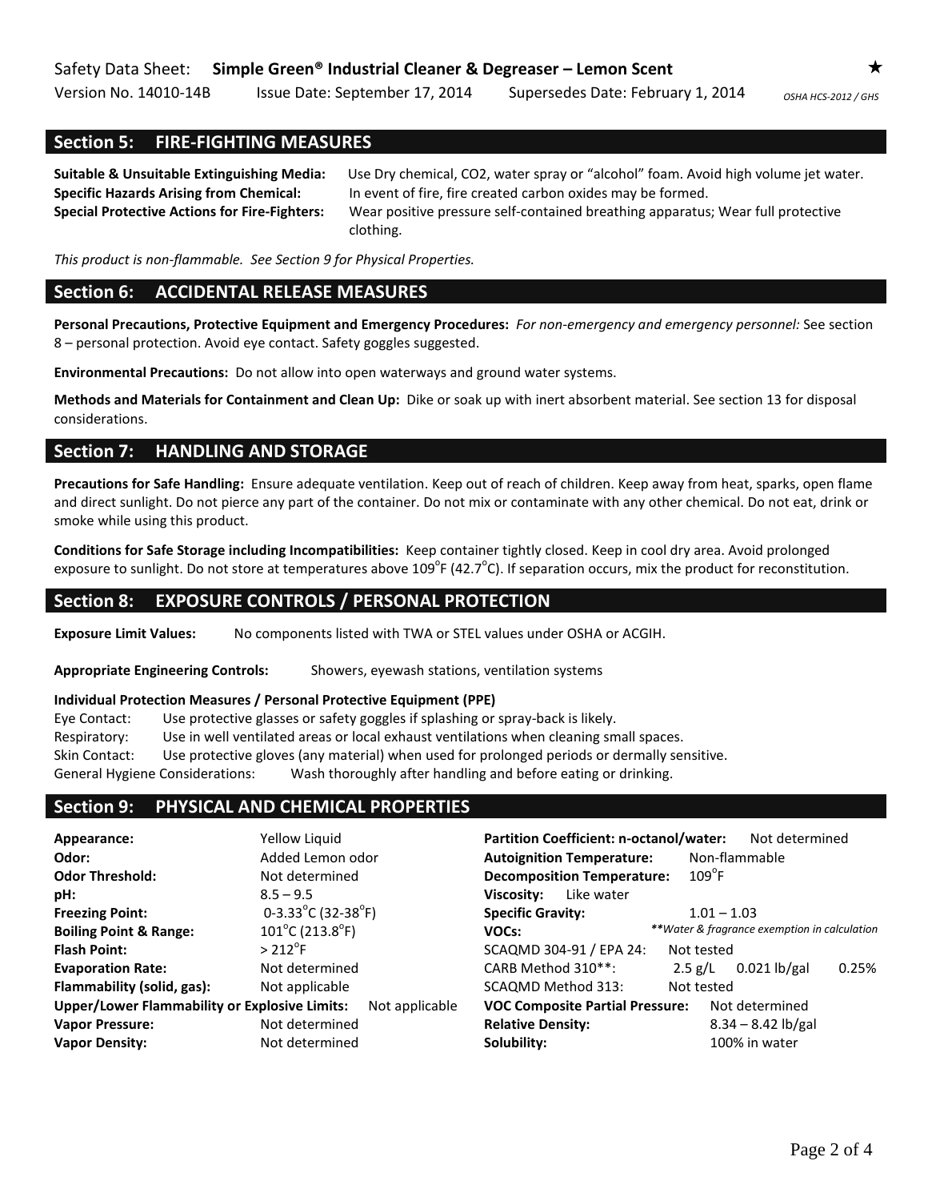## Section 5: FIRE-FIGHTING MEASURES

**Suitable & Unsuitable Extinguishing Media:** Use Dry chemical, $CO_2$, water spray or "alcohol" foam. Avoid high volume jet water.
**Specific Hazards Arising from Chemical:** In event of fire, fire created carbon oxides may be formed.
**Special Protective Actions for Fire-Fighters:** Wear positive pressure self-contained breathing apparatus; Wear full protective clothing.

*This product is non-flammable. See Section 9 for Physical Properties.*

## Section 6: ACCIDENTAL RELEASE MEASURES

**Personal Precautions, Protective Equipment and Emergency Procedures:** *For non-emergency and emergency personnel:* See section 8 – personal protection. Avoid eye contact. Safety goggles suggested.

**Environmental Precautions:** Do not allow into open waterways and ground water systems.

**Methods and Materials for Containment and Clean Up:** Dike or soak up with inert absorbent material. See section 13 for disposal considerations.

## Section 7: HANDLING AND STORAGE

**Precautions for Safe Handling:** Ensure adequate ventilation. Keep out of reach of children. Keep away from heat, sparks, open flame and direct sunlight. Do not pierce any part of the container. Do not mix or contaminate with any other chemical. Do not eat, drink or smoke while using this product.

**Conditions for Safe Storage including Incompatibilities:** Keep container tightly closed. Keep in cool dry area. Avoid prolonged exposure to sunlight. Do not store at temperatures above 109°F (42.7°C). If separation occurs, mix the product for reconstitution.

## Section 8: EXPOSURE CONTROLS / PERSONAL PROTECTION

**Exposure Limit Values:** No components listed with TWA or STEL values under OSHA or ACGIH.

**Appropriate Engineering Controls:** Showers, eyewash stations, ventilation systems

**Individual Protection Measures / Personal Protective Equipment (PPE)**

Eye Contact: Use protective glasses or safety goggles if splashing or spray-back is likely.
Respiratory: Use in well ventilated areas or local exhaust ventilations when cleaning small spaces.
Skin Contact: Use protective gloves (any material) when used for prolonged periods or dermally sensitive.
General Hygiene Considerations: Wash thoroughly after handling and before eating or drinking.

## Section 9: PHYSICAL AND CHEMICAL PROPERTIES

| Property | Value |
|---|---|
| **Appearance:** | Yellow Liquid |
| **Odor:** | Added Lemon odor |
| **Odor Threshold:** | Not determined |
| **pH:** | 8.5 – 9.5 |
| **Freezing Point:** | 0-3.33°C (32-38°F) |
| **Boiling Point & Range:** | 101°C (213.8°F) |
| **Flash Point:** | > 212°F |
| **Evaporation Rate:** | Not determined |
| **Flammability (solid, gas):** | Not applicable |
| **Upper/Lower Flammability or Explosive Limits:** | Not applicable |
| **Vapor Pressure:** | Not determined |
| **Vapor Density:** | Not determined |
| **Partition Coefficient: n-octanol/water:** | Not determined |
| **Autoignition Temperature:** | Non-flammable |
| **Decomposition Temperature:** | 109°F |
| **Viscosity:** | Like water |
| **Specific Gravity:** | 1.01 – 1.03 |
| **VOCs:** | *\*\*Water & fragrance exemption in calculation* |
| SCAQMD 304-91 / EPA 24: | Not tested |
| CARB Method 310\*\*: | 2.5 g/L 0.021 lb/gal 0.25% |
| SCAQMD Method 313: | Not tested |
| **VOC Composite Partial Pressure:** | Not determined |
| **Relative Density:** | 8.34 – 8.42 lb/gal |
| **Solubility:** | 100% in water |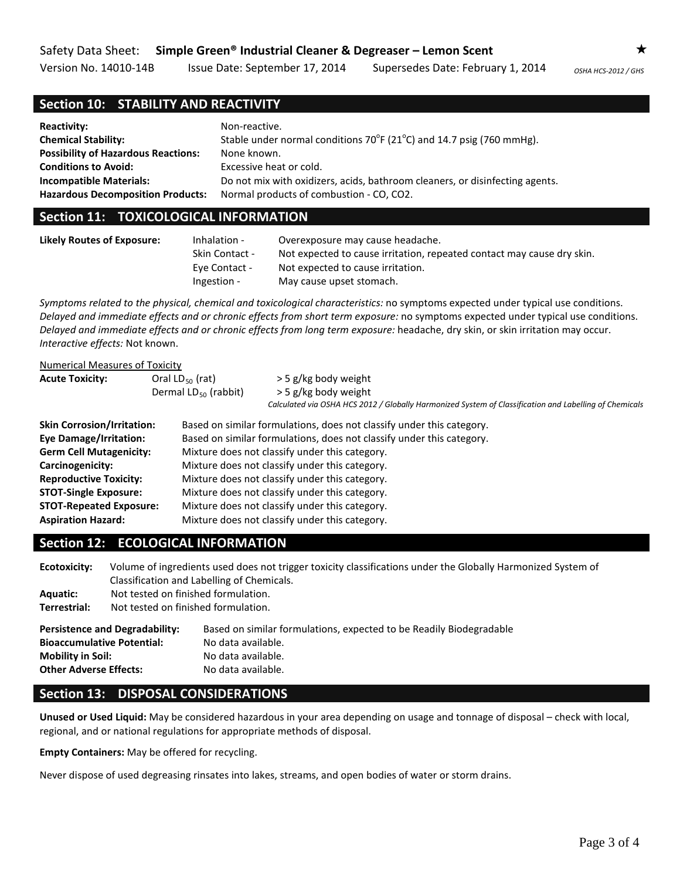## Section 10: STABILITY AND REACTIVITY

**Reactivity:** Non-reactive.
**Chemical Stability:** Stable under normal conditions 70°F (21°C) and 14.7 psig (760 mmHg).
**Possibility of Hazardous Reactions:** None known.
**Conditions to Avoid:** Excessive heat or cold.
**Incompatible Materials:** Do not mix with oxidizers, acids, bathroom cleaners, or disinfecting agents.
**Hazardous Decomposition Products:** Normal products of combustion - CO, $CO_2$.

## Section 11: TOXICOLOGICAL INFORMATION

**Likely Routes of Exposure:**

| | | |
|---|---|---|
| Inhalation - | Overexposure may cause headache. |
| Skin Contact - | Not expected to cause irritation, repeated contact may cause dry skin. |
| Eye Contact - | Not expected to cause irritation. |
| Ingestion - | May cause upset stomach. |

*Symptoms related to the physical, chemical and toxicological characteristics:* no symptoms expected under typical use conditions.
*Delayed and immediate effects and or chronic effects from short term exposure:* no symptoms expected under typical use conditions.
*Delayed and immediate effects and or chronic effects from long term exposure:* headache, dry skin, or skin irritation may occur.
*Interactive effects:* Not known.

Numerical Measures of Toxicity

**Acute Toxicity:** Oral $LD_{50}$ (rat) > 5 g/kg body weight
Dermal $LD_{50}$ (rabbit) > 5 g/kg body weight
*Calculated via OSHA HCS 2012 / Globally Harmonized System of Classification and Labelling of Chemicals*

**Skin Corrosion/Irritation:** Based on similar formulations, does not classify under this category.
**Eye Damage/Irritation:** Based on similar formulations, does not classify under this category.
**Germ Cell Mutagenicity:** Mixture does not classify under this category.
**Carcinogenicity:** Mixture does not classify under this category.
**Reproductive Toxicity:** Mixture does not classify under this category.
**STOT-Single Exposure:** Mixture does not classify under this category.
**STOT-Repeated Exposure:** Mixture does not classify under this category.
**Aspiration Hazard:** Mixture does not classify under this category.

## Section 12: ECOLOGICAL INFORMATION

**Ecotoxicity:** Volume of ingredients used does not trigger toxicity classifications under the Globally Harmonized System of Classification and Labelling of Chemicals.
**Aquatic:** Not tested on finished formulation.
**Terrestrial:** Not tested on finished formulation.

**Persistence and Degradability:** Based on similar formulations, expected to be Readily Biodegradable
**Bioaccumulative Potential:** No data available.
**Mobility in Soil:** No data available.
**Other Adverse Effects:** No data available.

## Section 13: DISPOSAL CONSIDERATIONS

**Unused or Used Liquid:** May be considered hazardous in your area depending on usage and tonnage of disposal – check with local, regional, and or national regulations for appropriate methods of disposal.

**Empty Containers:** May be offered for recycling.

Never dispose of used degreasing rinsates into lakes, streams, and open bodies of water or storm drains.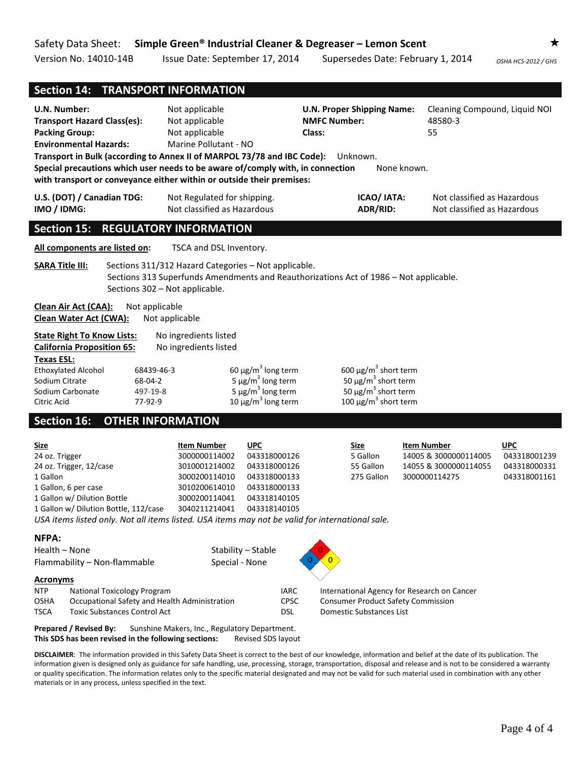## Section 14: TRANSPORT INFORMATION

| | | | |
|---|---|---|---|
| **U.N. Number:** | Not applicable | **U.N. Proper Shipping Name:** | Cleaning Compound, Liquid NOI |
| **Transport Hazard Class(es):** | Not applicable | **NMFC Number:** | 48580-3 |
| **Packing Group:** | Not applicable | **Class:** | 55 |
| **Environmental Hazards:** | Marine Pollutant - NO | | |

**Transport in Bulk (according to Annex II of MARPOL 73/78 and IBC Code):** Unknown.

**Special precautions which user needs to be aware of/comply with, in connection with transport or conveyance either within or outside their premises:** None known.

| | | | |
|---|---|---|---|
| **U.S. (DOT) / Canadian TDG:** | Not Regulated for shipping. | **ICAO/ IATA:** | Not classified as Hazardous |
| **IMO / IDMG:** | Not classified as Hazardous | **ADR/RID:** | Not classified as Hazardous |

## Section 15: REGULATORY INFORMATION

**All components are listed on:** TSCA and DSL Inventory.

**SARA Title III:** Sections 311/312 Hazard Categories – Not applicable.
Sections 313 Superfunds Amendments and Reauthorizations Act of 1986 – Not applicable.
Sections 302 – Not applicable.

**Clean Air Act (CAA):** Not applicable
**Clean Water Act (CWA):** Not applicable

**State Right To Know Lists:** No ingredients listed
**California Proposition 65:** No ingredients listed

**Texas ESL:**

| | | | |
|---|---|---|---|
| Ethoxylated Alcohol | 68439-46-3 | 60 μg/m³ long term | 600 μg/m³ short term |
| Sodium Citrate | 68-04-2 | 5 μg/m³ long term | 50 μg/m³ short term |
| Sodium Carbonate | 497-19-8 | 5 μg/m³ long term | 50 μg/m³ short term |
| Citric Acid | 77-92-9 | 10 μg/m³ long term | 100 μg/m³ short term |

## Section 16: OTHER INFORMATION

| Size | Item Number | UPC |
|---|---|---|
| 24 oz. Trigger | 3000000114002 | 043318000126 |
| 24 oz. Trigger, 12/case | 3010001214002 | 043318000126 |
| 1 Gallon | 3000200114010 | 043318000133 |
| 1 Gallon, 6 per case | 3010200614010 | 043318000133 |
| 1 Gallon w/ Dilution Bottle | 3000200114041 | 043318140105 |
| 1 Gallon w/ Dilution Bottle, 112/case | 3040211214041 | 043318140105 |
| 5 Gallon | 14005 & 3000000114005 | 043318001239 |
| 55 Gallon | 14055 & 3000000114055 | 043318000331 |
| 275 Gallon | 3000000114275 | 043318001161 |

*USA items listed only. Not all items listed. USA items may not be valid for international sale.*

### NFPA:

Health – None
Flammability – Non-flammable
Stability – Stable
Special - None

0
0
0

### Acronyms

| | |
|---|---|
| NTP | National Toxicology Program |
| OSHA | Occupational Safety and Health Administration |
| TSCA | Toxic Substances Control Act |
| IARC | International Agency for Research on Cancer |
| CPSC | Consumer Product Safety Commission |
| DSL | Domestic Substances List |

**Prepared / Revised By:** Sunshine Makers, Inc., Regulatory Department.
**This SDS has been revised in the following sections:** Revised SDS layout

**DISCLAIMER**: The information provided in this Safety Data Sheet is correct to the best of our knowledge, information and belief at the date of its publication. The information given is designed only as guidance for safe handling, use, processing, storage, transportation, disposal and release and is not to be considered a warranty or quality specification. The information relates only to the specific material designated and may not be valid for such material used in combination with any other materials or in any process, unless specified in the text.